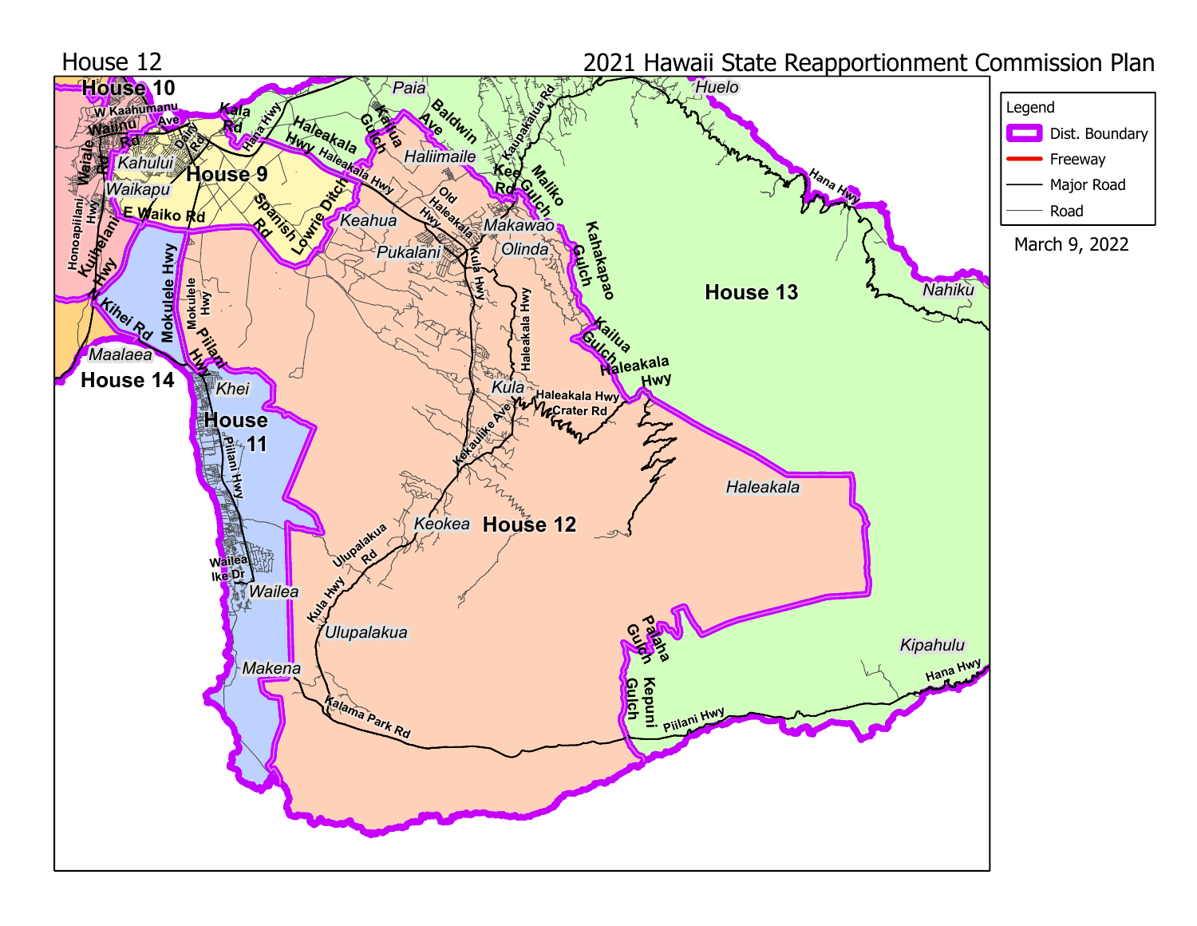House 12

2021 Hawaii State Reapportionment Commission Plan

March 9, 2022

Legend

- Dist. Boundary
- Freeway
- Major Road
- Road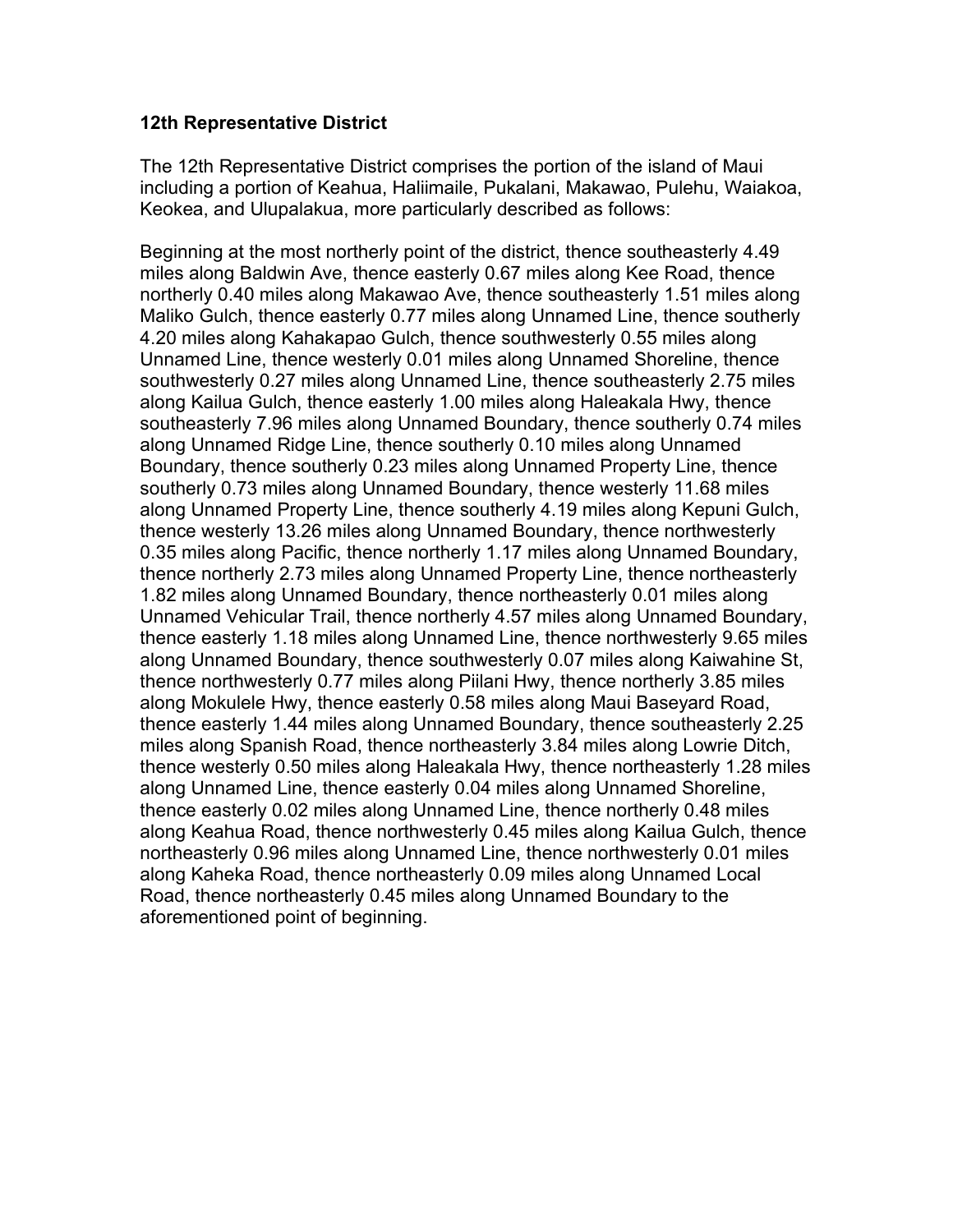**12th Representative District**

The 12th Representative District comprises the portion of the island of Maui including a portion of Keahua, Haliimaile, Pukalani, Makawao, Pulehu, Waiakoa, Keokea, and Ulupalakua, more particularly described as follows:

Beginning at the most northerly point of the district, thence southeasterly 4.49 miles along Baldwin Ave, thence easterly 0.67 miles along Kee Road, thence northerly 0.40 miles along Makawao Ave, thence southeasterly 1.51 miles along Maliko Gulch, thence easterly 0.77 miles along Unnamed Line, thence southerly 4.20 miles along Kahakapao Gulch, thence southwesterly 0.55 miles along Unnamed Line, thence westerly 0.01 miles along Unnamed Shoreline, thence southwesterly 0.27 miles along Unnamed Line, thence southeasterly 2.75 miles along Kailua Gulch, thence easterly 1.00 miles along Haleakala Hwy, thence southeasterly 7.96 miles along Unnamed Boundary, thence southerly 0.74 miles along Unnamed Ridge Line, thence southerly 0.10 miles along Unnamed Boundary, thence southerly 0.23 miles along Unnamed Property Line, thence southerly 0.73 miles along Unnamed Boundary, thence westerly 11.68 miles along Unnamed Property Line, thence southerly 4.19 miles along Kepuni Gulch, thence westerly 13.26 miles along Unnamed Boundary, thence northwesterly 0.35 miles along Pacific, thence northerly 1.17 miles along Unnamed Boundary, thence northerly 2.73 miles along Unnamed Property Line, thence northeasterly 1.82 miles along Unnamed Boundary, thence northeasterly 0.01 miles along Unnamed Vehicular Trail, thence northerly 4.57 miles along Unnamed Boundary, thence easterly 1.18 miles along Unnamed Line, thence northwesterly 9.65 miles along Unnamed Boundary, thence southwesterly 0.07 miles along Kaiwahine St, thence northwesterly 0.77 miles along Piilani Hwy, thence northerly 3.85 miles along Mokulele Hwy, thence easterly 0.58 miles along Maui Baseyard Road, thence easterly 1.44 miles along Unnamed Boundary, thence southeasterly 2.25 miles along Spanish Road, thence northeasterly 3.84 miles along Lowrie Ditch, thence westerly 0.50 miles along Haleakala Hwy, thence northeasterly 1.28 miles along Unnamed Line, thence easterly 0.04 miles along Unnamed Shoreline, thence easterly 0.02 miles along Unnamed Line, thence northerly 0.48 miles along Keahua Road, thence northwesterly 0.45 miles along Kailua Gulch, thence northeasterly 0.96 miles along Unnamed Line, thence northwesterly 0.01 miles along Kaheka Road, thence northeasterly 0.09 miles along Unnamed Local Road, thence northeasterly 0.45 miles along Unnamed Boundary to the aforementioned point of beginning.